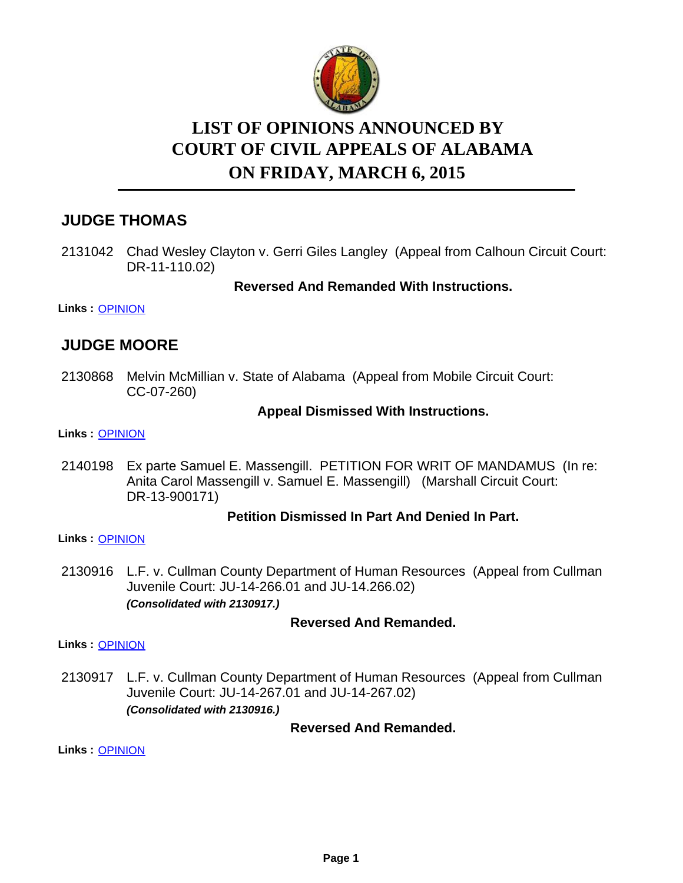# LIST OF OPINIONS ANNOUNCED BY COURT OF CIVIL APPEALS OF ALABAMA ON FRIDAY, MARCH 6, 2015

## JUDGE THOMAS

2131042 Chad Wesley Clayton v. Gerri Giles Langley (Appeal from Calhoun Circuit Court: DR-11-110.02)

**Reversed And Remanded With Instructions.**

**Links :** OPINION

## JUDGE MOORE

2130868 Melvin McMillian v. State of Alabama (Appeal from Mobile Circuit Court: CC-07-260)

**Appeal Dismissed With Instructions.**

**Links :** OPINION

2140198 Ex parte Samuel E. Massengill. PETITION FOR WRIT OF MANDAMUS (In re: Anita Carol Massengill v. Samuel E. Massengill) (Marshall Circuit Court: DR-13-900171)

**Petition Dismissed In Part And Denied In Part.**

**Links :** OPINION

2130916 L.F. v. Cullman County Department of Human Resources (Appeal from Cullman Juvenile Court: JU-14-266.01 and JU-14.266.02)
***(Consolidated with 2130917.)***

**Reversed And Remanded.**

**Links :** OPINION

2130917 L.F. v. Cullman County Department of Human Resources (Appeal from Cullman Juvenile Court: JU-14-267.01 and JU-14-267.02)
***(Consolidated with 2130916.)***

**Reversed And Remanded.**

**Links :** OPINION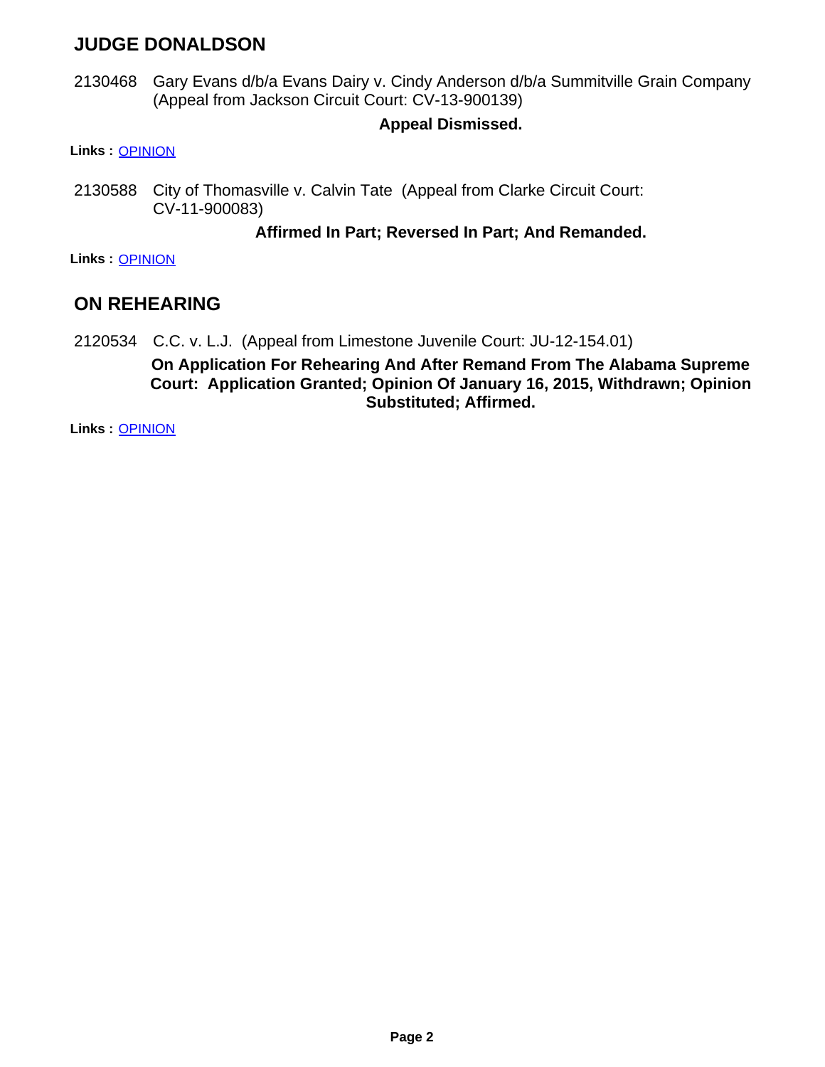## JUDGE DONALDSON

2130468 Gary Evans d/b/a Evans Dairy v. Cindy Anderson d/b/a Summitville Grain Company (Appeal from Jackson Circuit Court: CV-13-900139)

**Appeal Dismissed.**

**Links :** OPINION

2130588 City of Thomasville v. Calvin Tate (Appeal from Clarke Circuit Court: CV-11-900083)

**Affirmed In Part; Reversed In Part; And Remanded.**

**Links :** OPINION

## ON REHEARING

2120534 C.C. v. L.J. (Appeal from Limestone Juvenile Court: JU-12-154.01)

**On Application For Rehearing And After Remand From The Alabama Supreme Court: Application Granted; Opinion Of January 16, 2015, Withdrawn; Opinion Substituted; Affirmed.**

**Links :** OPINION